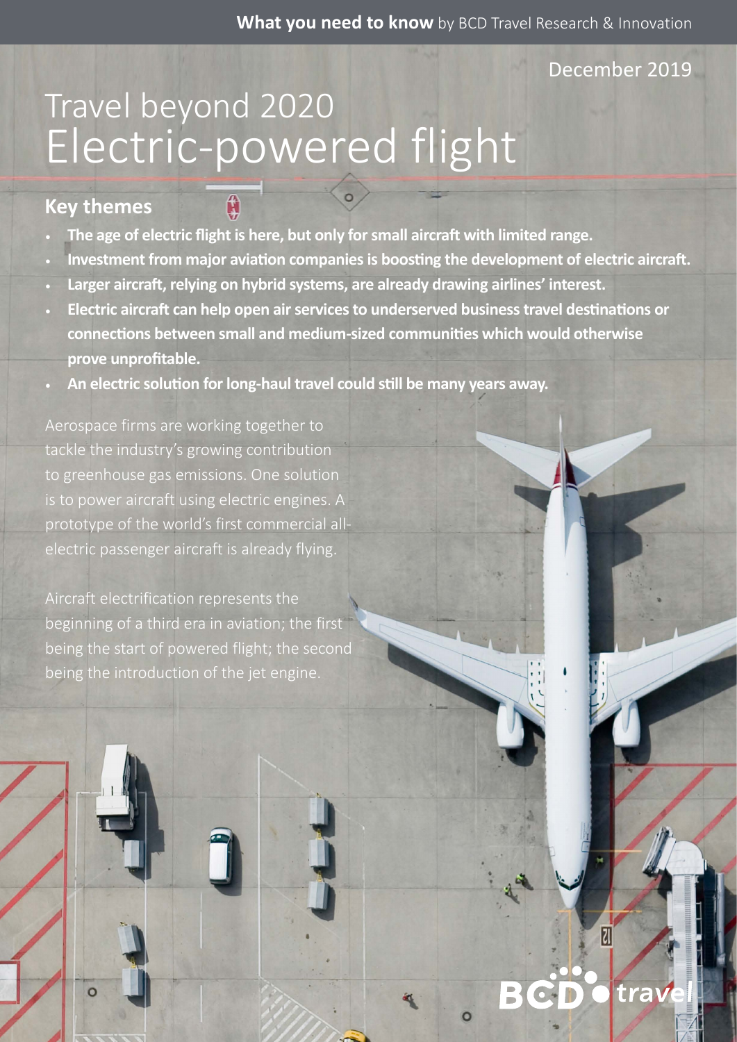What you need to know by BCD Travel Research & Innovation

December 2019

# Travel beyond 2020
# Electric-powered flight

## Key themes

- **The age of electric flight is here, but only for small aircraft with limited range.**
- **Investment from major aviation companies is boosting the development of electric aircraft.**
- **Larger aircraft, relying on hybrid systems, are already drawing airlines' interest.**
- **Electric aircraft can help open air services to underserved business travel destinations or connections between small and medium-sized communities which would otherwise prove unprofitable.**
- **An electric solution for long-haul travel could still be many years away.**

Aerospace firms are working together to tackle the industry's growing contribution to greenhouse gas emissions. One solution is to power aircraft using electric engines. A prototype of the world's first commercial all-electric passenger aircraft is already flying.

Aircraft electrification represents the beginning of a third era in aviation; the first being the start of powered flight; the second being the introduction of the jet engine.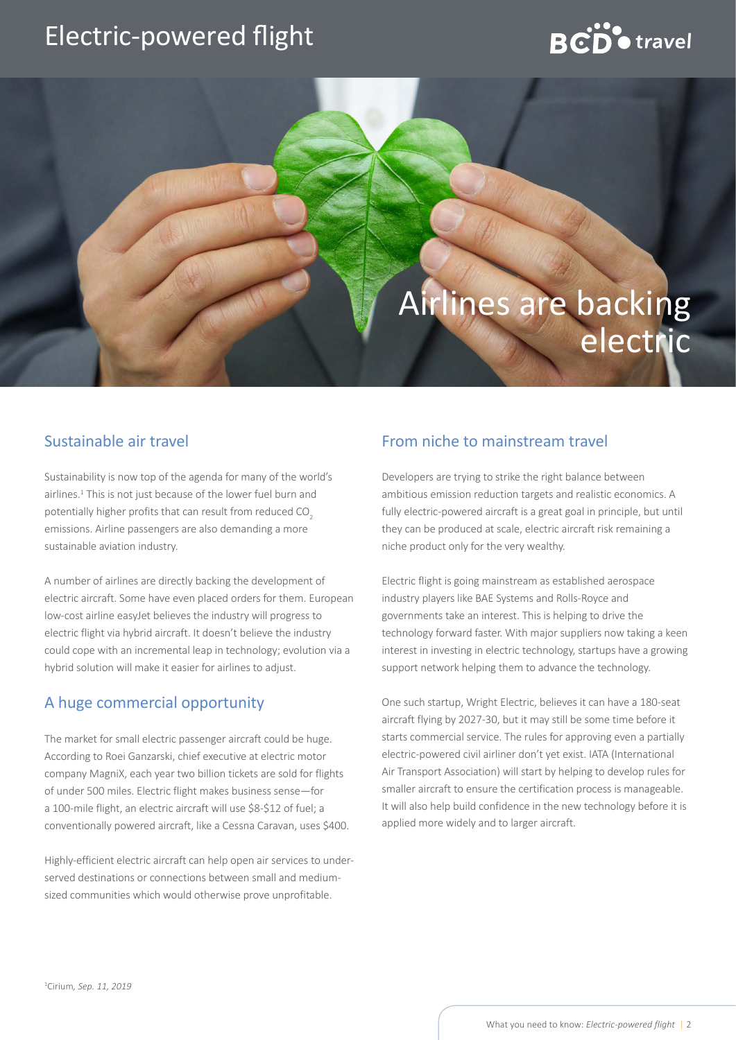# Airlines are backing electric

## Sustainable air travel

Sustainability is now top of the agenda for many of the world's airlines.[1] This is not just because of the lower fuel burn and potentially higher profits that can result from reduced $CO_2$ emissions. Airline passengers are also demanding a more sustainable aviation industry.

A number of airlines are directly backing the development of electric aircraft. Some have even placed orders for them. European low-cost airline easyJet believes the industry will progress to electric flight via hybrid aircraft. It doesn't believe the industry could cope with an incremental leap in technology; evolution via a hybrid solution will make it easier for airlines to adjust.

## A huge commercial opportunity

The market for small electric passenger aircraft could be huge. According to Roei Ganzarski, chief executive at electric motor company MagniX, each year two billion tickets are sold for flights of under 500 miles. Electric flight makes business sense—for a 100-mile flight, an electric aircraft will use $8-$12 of fuel; a conventionally powered aircraft, like a Cessna Caravan, uses $400.

Highly-efficient electric aircraft can help open air services to under-served destinations or connections between small and medium-sized communities which would otherwise prove unprofitable.

## From niche to mainstream travel

Developers are trying to strike the right balance between ambitious emission reduction targets and realistic economics. A fully electric-powered aircraft is a great goal in principle, but until they can be produced at scale, electric aircraft risk remaining a niche product only for the very wealthy.

Electric flight is going mainstream as established aerospace industry players like BAE Systems and Rolls-Royce and governments take an interest. This is helping to drive the technology forward faster. With major suppliers now taking a keen interest in investing in electric technology, startups have a growing support network helping them to advance the technology.

One such startup, Wright Electric, believes it can have a 180-seat aircraft flying by 2027-30, but it may still be some time before it starts commercial service. The rules for approving even a partially electric-powered civil airliner don't yet exist. IATA (International Air Transport Association) will start by helping to develop rules for smaller aircraft to ensure the certification process is manageable. It will also help build confidence in the new technology before it is applied more widely and to larger aircraft.

[1] Cirium, *Sep. 11, 2019*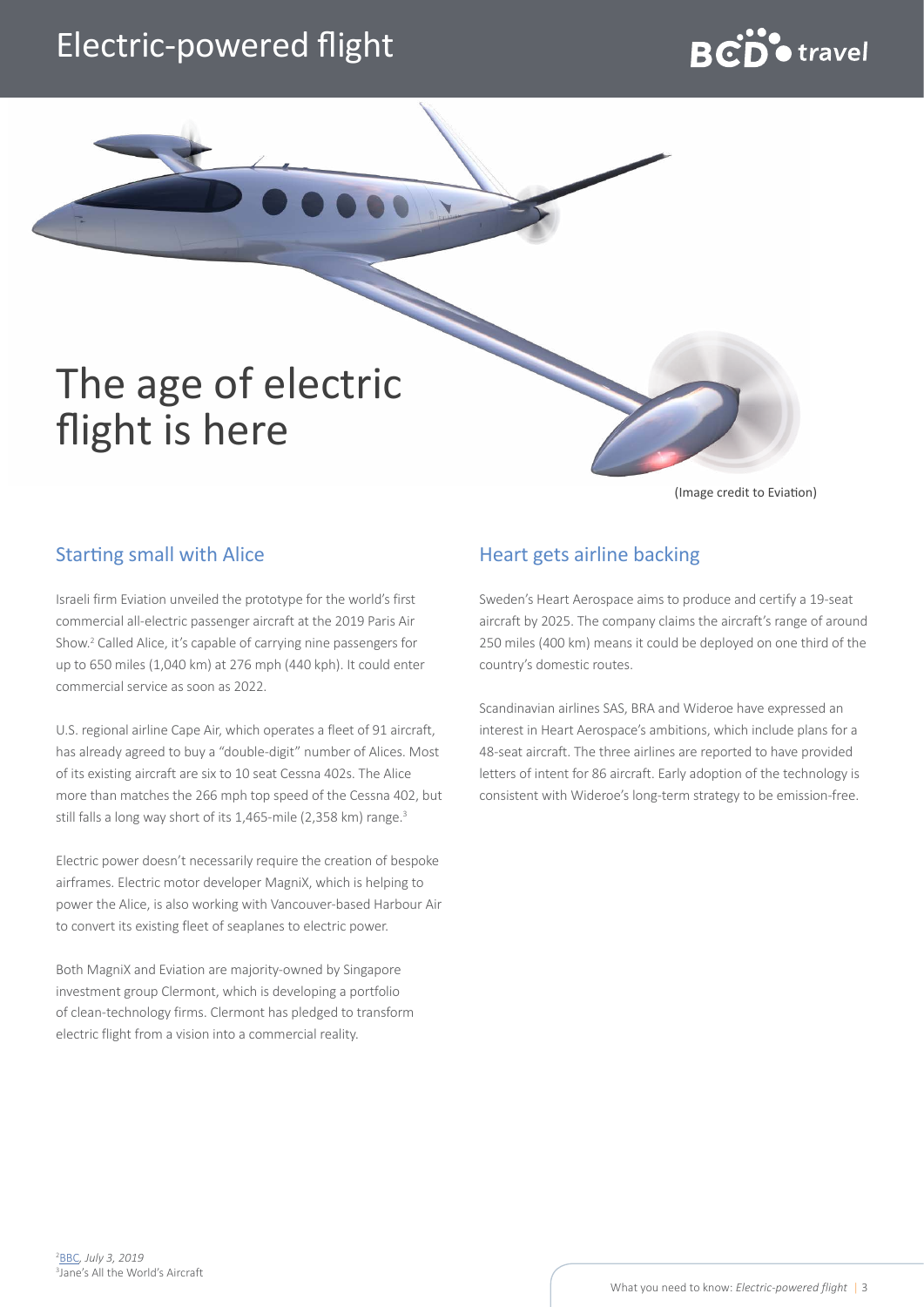# The age of electric flight is here

(Image credit to Eviation)

## Starting small with Alice

Israeli firm Eviation unveiled the prototype for the world's first commercial all-electric passenger aircraft at the 2019 Paris Air Show.[2] Called Alice, it's capable of carrying nine passengers for up to 650 miles (1,040 km) at 276 mph (440 kph). It could enter commercial service as soon as 2022.

U.S. regional airline Cape Air, which operates a fleet of 91 aircraft, has already agreed to buy a "double-digit" number of Alices. Most of its existing aircraft are six to 10 seat Cessna 402s. The Alice more than matches the 266 mph top speed of the Cessna 402, but still falls a long way short of its 1,465-mile (2,358 km) range.[3]

Electric power doesn't necessarily require the creation of bespoke airframes. Electric motor developer MagniX, which is helping to power the Alice, is also working with Vancouver-based Harbour Air to convert its existing fleet of seaplanes to electric power.

Both MagniX and Eviation are majority-owned by Singapore investment group Clermont, which is developing a portfolio of clean-technology firms. Clermont has pledged to transform electric flight from a vision into a commercial reality.

## Heart gets airline backing

Sweden's Heart Aerospace aims to produce and certify a 19-seat aircraft by 2025. The company claims the aircraft's range of around 250 miles (400 km) means it could be deployed on one third of the country's domestic routes.

Scandinavian airlines SAS, BRA and Wideroe have expressed an interest in Heart Aerospace's ambitions, which include plans for a 48-seat aircraft. The three airlines are reported to have provided letters of intent for 86 aircraft. Early adoption of the technology is consistent with Wideroe's long-term strategy to be emission-free.

[2] BBC, *July 3, 2019*
[3] Jane's All the World's Aircraft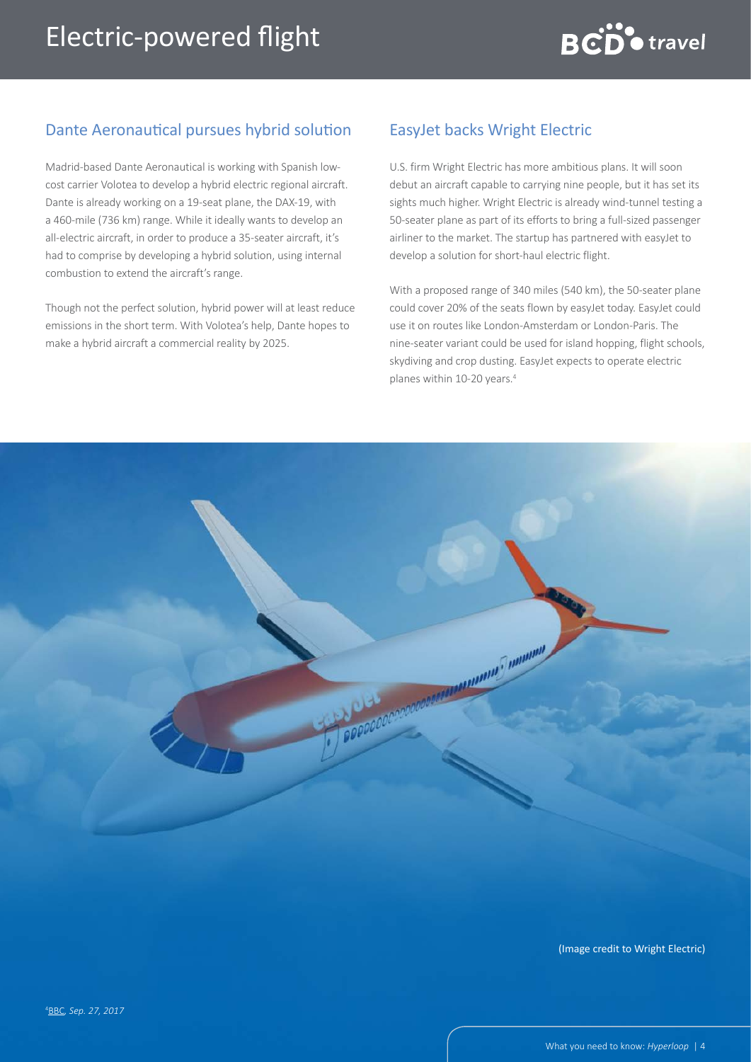# Electric-powered flight

## Dante Aeronautical pursues hybrid solution

Madrid-based Dante Aeronautical is working with Spanish low-cost carrier Volotea to develop a hybrid electric regional aircraft. Dante is already working on a 19-seat plane, the DAX-19, with a 460-mile (736 km) range. While it ideally wants to develop an all-electric aircraft, in order to produce a 35-seater aircraft, it's had to comprise by developing a hybrid solution, using internal combustion to extend the aircraft's range.

Though not the perfect solution, hybrid power will at least reduce emissions in the short term. With Volotea's help, Dante hopes to make a hybrid aircraft a commercial reality by 2025.

## EasyJet backs Wright Electric

U.S. firm Wright Electric has more ambitious plans. It will soon debut an aircraft capable to carrying nine people, but it has set its sights much higher. Wright Electric is already wind-tunnel testing a 50-seater plane as part of its efforts to bring a full-sized passenger airliner to the market. The startup has partnered with easyJet to develop a solution for short-haul electric flight.

With a proposed range of 340 miles (540 km), the 50-seater plane could cover 20% of the seats flown by easyJet today. EasyJet could use it on routes like London-Amsterdam or London-Paris. The nine-seater variant could be used for island hopping, flight schools, skydiving and crop dusting. EasyJet expects to operate electric planes within 10-20 years.[4]

(Image credit to Wright Electric)

[4] BBC, *Sep. 27, 2017*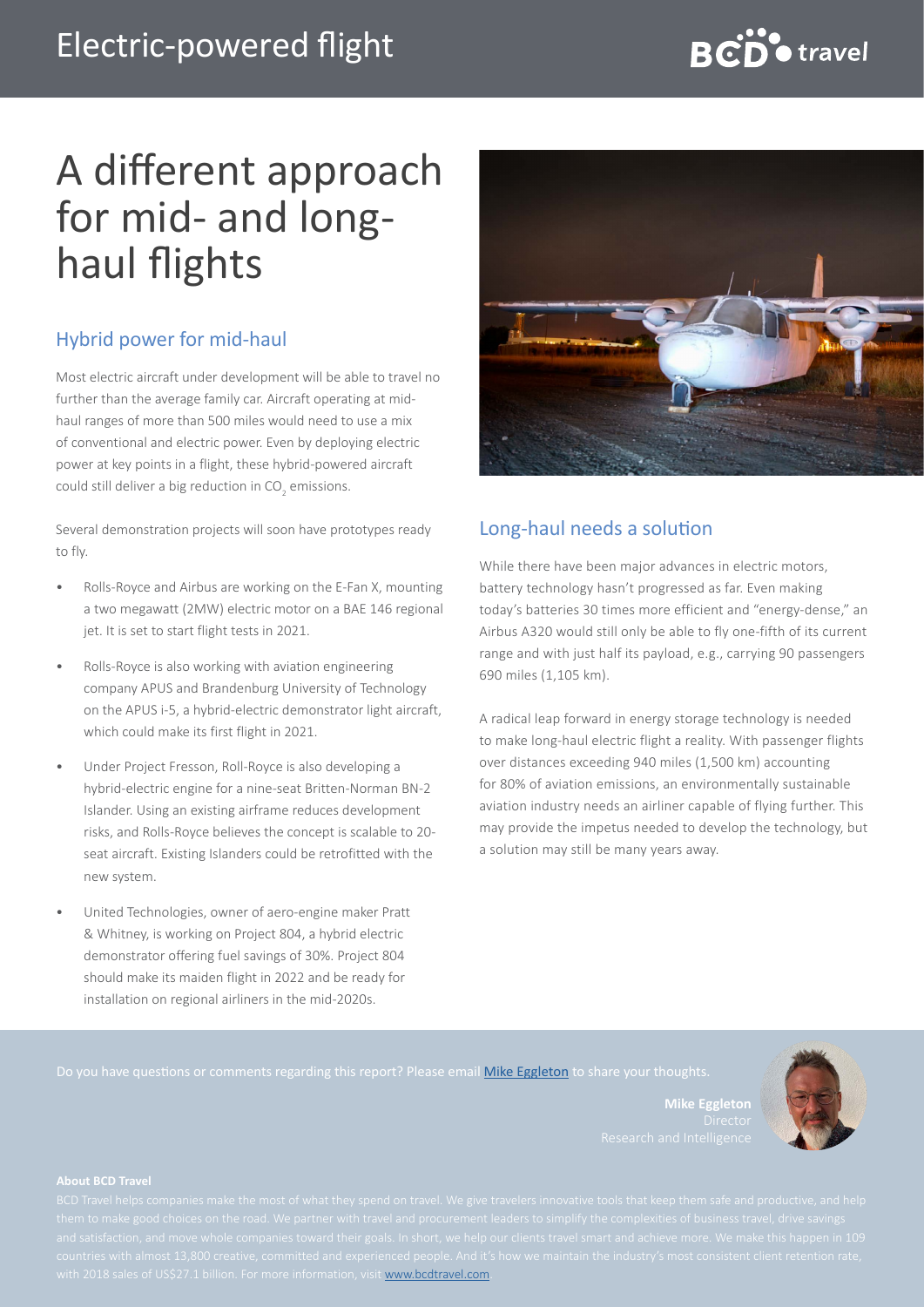# A different approach for mid- and long-haul flights

## Hybrid power for mid-haul

Most electric aircraft under development will be able to travel no further than the average family car. Aircraft operating at mid-haul ranges of more than 500 miles would need to use a mix of conventional and electric power. Even by deploying electric power at key points in a flight, these hybrid-powered aircraft could still deliver a big reduction in $CO_2$ emissions.

Several demonstration projects will soon have prototypes ready to fly.

- Rolls-Royce and Airbus are working on the E-Fan X, mounting a two megawatt (2MW) electric motor on a BAE 146 regional jet. It is set to start flight tests in 2021.
- Rolls-Royce is also working with aviation engineering company APUS and Brandenburg University of Technology on the APUS i-5, a hybrid-electric demonstrator light aircraft, which could make its first flight in 2021.
- Under Project Fresson, Roll-Royce is also developing a hybrid-electric engine for a nine-seat Britten-Norman BN-2 Islander. Using an existing airframe reduces development risks, and Rolls-Royce believes the concept is scalable to 20-seat aircraft. Existing Islanders could be retrofitted with the new system.
- United Technologies, owner of aero-engine maker Pratt & Whitney, is working on Project 804, a hybrid electric demonstrator offering fuel savings of 30%. Project 804 should make its maiden flight in 2022 and be ready for installation on regional airliners in the mid-2020s.

## Long-haul needs a solution

While there have been major advances in electric motors, battery technology hasn't progressed as far. Even making today's batteries 30 times more efficient and "energy-dense," an Airbus A320 would still only be able to fly one-fifth of its current range and with just half its payload, e.g., carrying 90 passengers 690 miles (1,105 km).

A radical leap forward in energy storage technology is needed to make long-haul electric flight a reality. With passenger flights over distances exceeding 940 miles (1,500 km) accounting for 80% of aviation emissions, an environmentally sustainable aviation industry needs an airliner capable of flying further. This may provide the impetus needed to develop the technology, but a solution may still be many years away.

Do you have questions or comments regarding this report? Please email Mike Eggleton to share your thoughts.

**Mike Eggleton**
Director
Research and Intelligence

**About BCD Travel**

BCD Travel helps companies make the most of what they spend on travel. We give travelers innovative tools that keep them safe and productive, and help them to make good choices on the road. We partner with travel and procurement leaders to simplify the complexities of business travel, drive savings and satisfaction, and move whole companies toward their goals. In short, we help our clients travel smart and achieve more. We make this happen in 109 countries with almost 13,800 creative, committed and experienced people. And it's how we maintain the industry's most consistent client retention rate, with 2018 sales of US$27.1 billion. For more information, visit www.bcdtravel.com